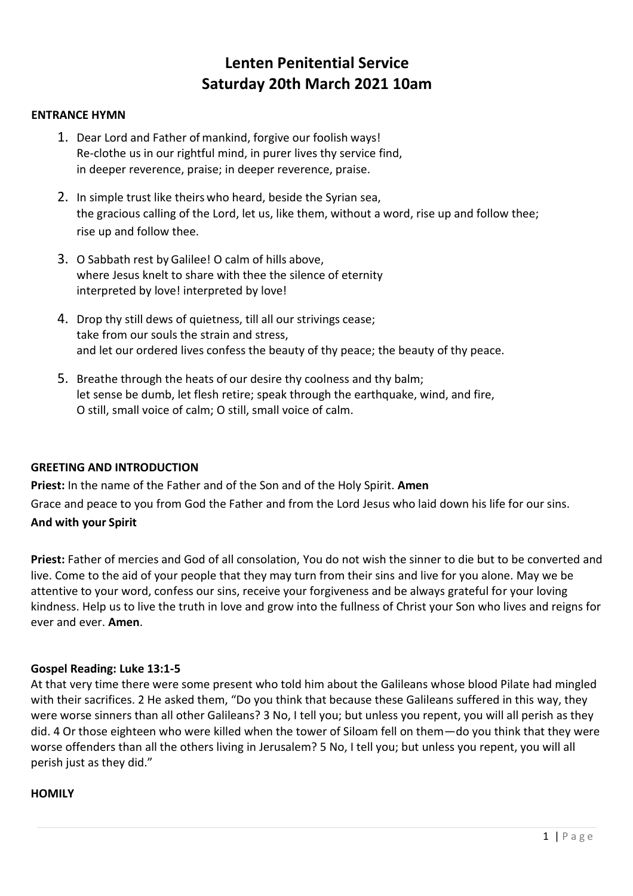# Lenten Penitential Service
# Saturday 20th March 2021 10am

**ENTRANCE HYMN**

1. Dear Lord and Father of mankind, forgive our foolish ways!
   Re-clothe us in our rightful mind, in purer lives thy service find,
   in deeper reverence, praise; in deeper reverence, praise.

2. In simple trust like theirs who heard, beside the Syrian sea,
   the gracious calling of the Lord, let us, like them, without a word, rise up and follow thee;
   rise up and follow thee.

3. O Sabbath rest by Galilee! O calm of hills above,
   where Jesus knelt to share with thee the silence of eternity
   interpreted by love! interpreted by love!

4. Drop thy still dews of quietness, till all our strivings cease;
   take from our souls the strain and stress,
   and let our ordered lives confess the beauty of thy peace; the beauty of thy peace.

5. Breathe through the heats of our desire thy coolness and thy balm;
   let sense be dumb, let flesh retire; speak through the earthquake, wind, and fire,
   O still, small voice of calm; O still, small voice of calm.

**GREETING AND INTRODUCTION**

**Priest:** In the name of the Father and of the Son and of the Holy Spirit. **Amen**

Grace and peace to you from God the Father and from the Lord Jesus who laid down his life for our sins.

**And with your Spirit**

**Priest:** Father of mercies and God of all consolation, You do not wish the sinner to die but to be converted and live. Come to the aid of your people that they may turn from their sins and live for you alone. May we be attentive to your word, confess our sins, receive your forgiveness and be always grateful for your loving kindness. Help us to live the truth in love and grow into the fullness of Christ your Son who lives and reigns for ever and ever. **Amen**.

**Gospel Reading: Luke 13:1-5**

At that very time there were some present who told him about the Galileans whose blood Pilate had mingled with their sacrifices. 2 He asked them, "Do you think that because these Galileans suffered in this way, they were worse sinners than all other Galileans? 3 No, I tell you; but unless you repent, you will all perish as they did. 4 Or those eighteen who were killed when the tower of Siloam fell on them—do you think that they were worse offenders than all the others living in Jerusalem? 5 No, I tell you; but unless you repent, you will all perish just as they did."

**HOMILY**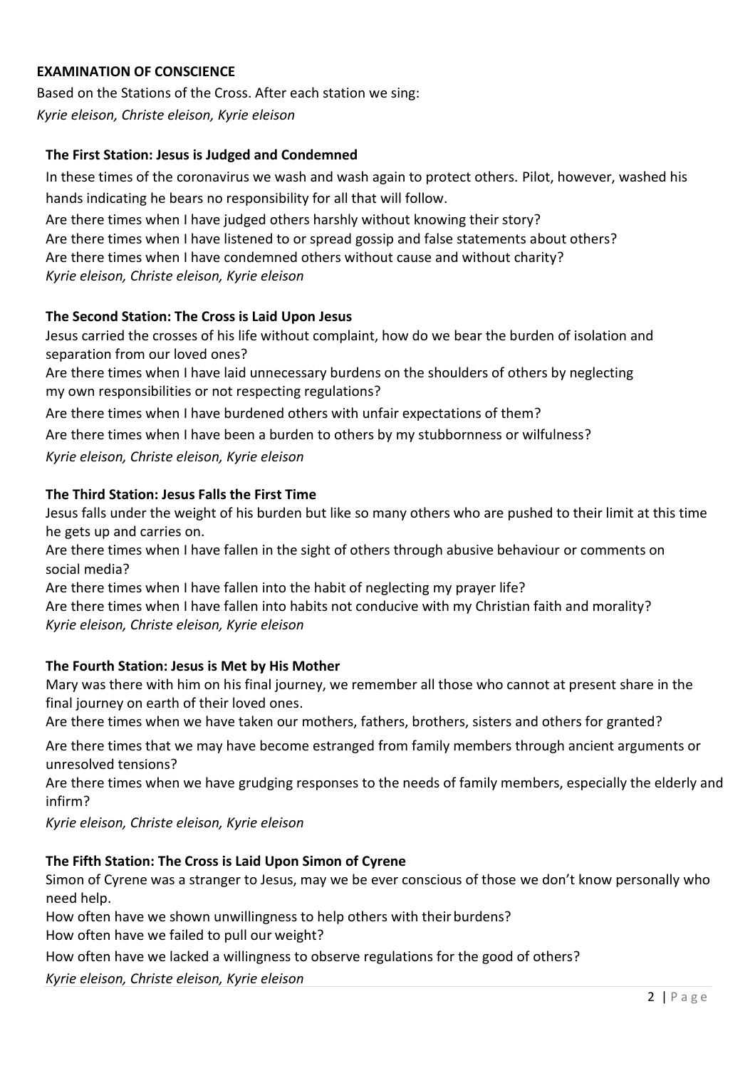## EXAMINATION OF CONSCIENCE

Based on the Stations of the Cross. After each station we sing:
*Kyrie eleison, Christe eleison, Kyrie eleison*

### The First Station: Jesus is Judged and Condemned

In these times of the coronavirus we wash and wash again to protect others. Pilot, however, washed his hands indicating he bears no responsibility for all that will follow.

Are there times when I have judged others harshly without knowing their story?
Are there times when I have listened to or spread gossip and false statements about others?
Are there times when I have condemned others without cause and without charity?
*Kyrie eleison, Christe eleison, Kyrie eleison*

### The Second Station: The Cross is Laid Upon Jesus

Jesus carried the crosses of his life without complaint, how do we bear the burden of isolation and separation from our loved ones?

Are there times when I have laid unnecessary burdens on the shoulders of others by neglecting my own responsibilities or not respecting regulations?

Are there times when I have burdened others with unfair expectations of them?

Are there times when I have been a burden to others by my stubbornness or wilfulness?

*Kyrie eleison, Christe eleison, Kyrie eleison*

### The Third Station: Jesus Falls the First Time

Jesus falls under the weight of his burden but like so many others who are pushed to their limit at this time he gets up and carries on.

Are there times when I have fallen in the sight of others through abusive behaviour or comments on social media?
Are there times when I have fallen into the habit of neglecting my prayer life?
Are there times when I have fallen into habits not conducive with my Christian faith and morality?
*Kyrie eleison, Christe eleison, Kyrie eleison*

### The Fourth Station: Jesus is Met by His Mother

Mary was there with him on his final journey, we remember all those who cannot at present share in the final journey on earth of their loved ones.

Are there times when we have taken our mothers, fathers, brothers, sisters and others for granted?

Are there times that we may have become estranged from family members through ancient arguments or unresolved tensions?

Are there times when we have grudging responses to the needs of family members, especially the elderly and infirm?

*Kyrie eleison, Christe eleison, Kyrie eleison*

### The Fifth Station: The Cross is Laid Upon Simon of Cyrene

Simon of Cyrene was a stranger to Jesus, may we be ever conscious of those we don't know personally who need help.

How often have we shown unwillingness to help others with their burdens?
How often have we failed to pull our weight?

How often have we lacked a willingness to observe regulations for the good of others?

*Kyrie eleison, Christe eleison, Kyrie eleison*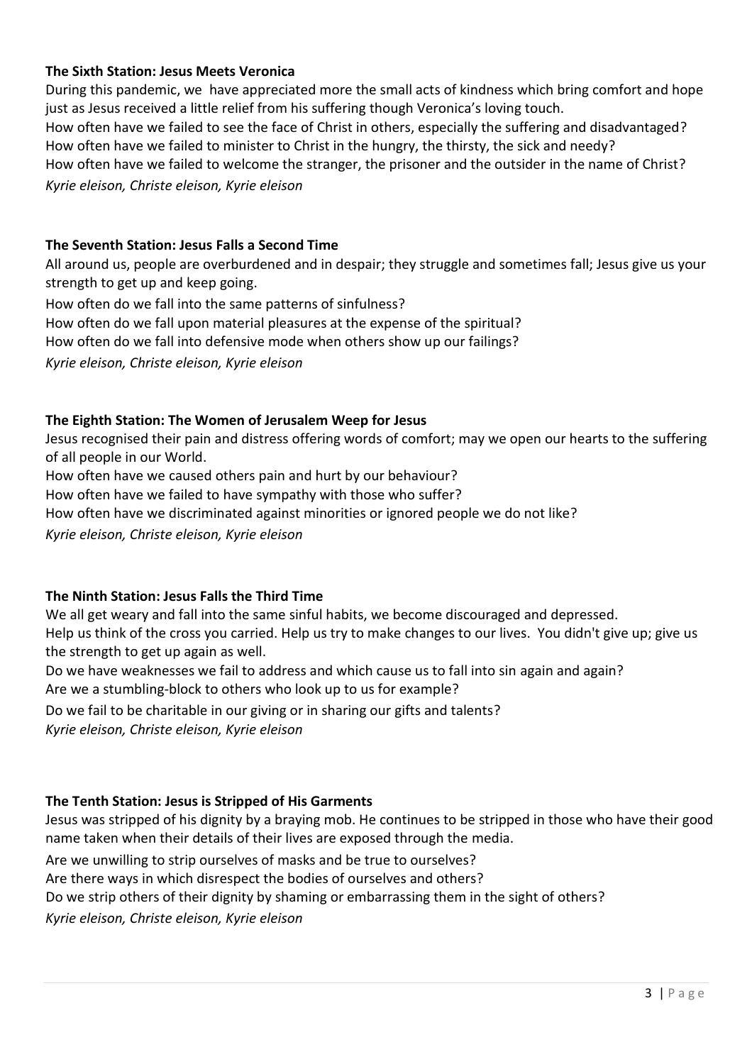**The Sixth Station: Jesus Meets Veronica**

During this pandemic, we have appreciated more the small acts of kindness which bring comfort and hope just as Jesus received a little relief from his suffering though Veronica's loving touch.

How often have we failed to see the face of Christ in others, especially the suffering and disadvantaged?
How often have we failed to minister to Christ in the hungry, the thirsty, the sick and needy?
How often have we failed to welcome the stranger, the prisoner and the outsider in the name of Christ?
*Kyrie eleison, Christe eleison, Kyrie eleison*

**The Seventh Station: Jesus Falls a Second Time**

All around us, people are overburdened and in despair; they struggle and sometimes fall; Jesus give us your strength to get up and keep going.

How often do we fall into the same patterns of sinfulness?
How often do we fall upon material pleasures at the expense of the spiritual?
How often do we fall into defensive mode when others show up our failings?
*Kyrie eleison, Christe eleison, Kyrie eleison*

**The Eighth Station: The Women of Jerusalem Weep for Jesus**

Jesus recognised their pain and distress offering words of comfort; may we open our hearts to the suffering of all people in our World.

How often have we caused others pain and hurt by our behaviour?
How often have we failed to have sympathy with those who suffer?
How often have we discriminated against minorities or ignored people we do not like?
*Kyrie eleison, Christe eleison, Kyrie eleison*

**The Ninth Station: Jesus Falls the Third Time**

We all get weary and fall into the same sinful habits, we become discouraged and depressed.
Help us think of the cross you carried. Help us try to make changes to our lives. You didn't give up; give us the strength to get up again as well.

Do we have weaknesses we fail to address and which cause us to fall into sin again and again?
Are we a stumbling-block to others who look up to us for example?
Do we fail to be charitable in our giving or in sharing our gifts and talents?
*Kyrie eleison, Christe eleison, Kyrie eleison*

**The Tenth Station: Jesus is Stripped of His Garments**

Jesus was stripped of his dignity by a braying mob. He continues to be stripped in those who have their good name taken when their details of their lives are exposed through the media.

Are we unwilling to strip ourselves of masks and be true to ourselves?
Are there ways in which disrespect the bodies of ourselves and others?
Do we strip others of their dignity by shaming or embarrassing them in the sight of others?
*Kyrie eleison, Christe eleison, Kyrie eleison*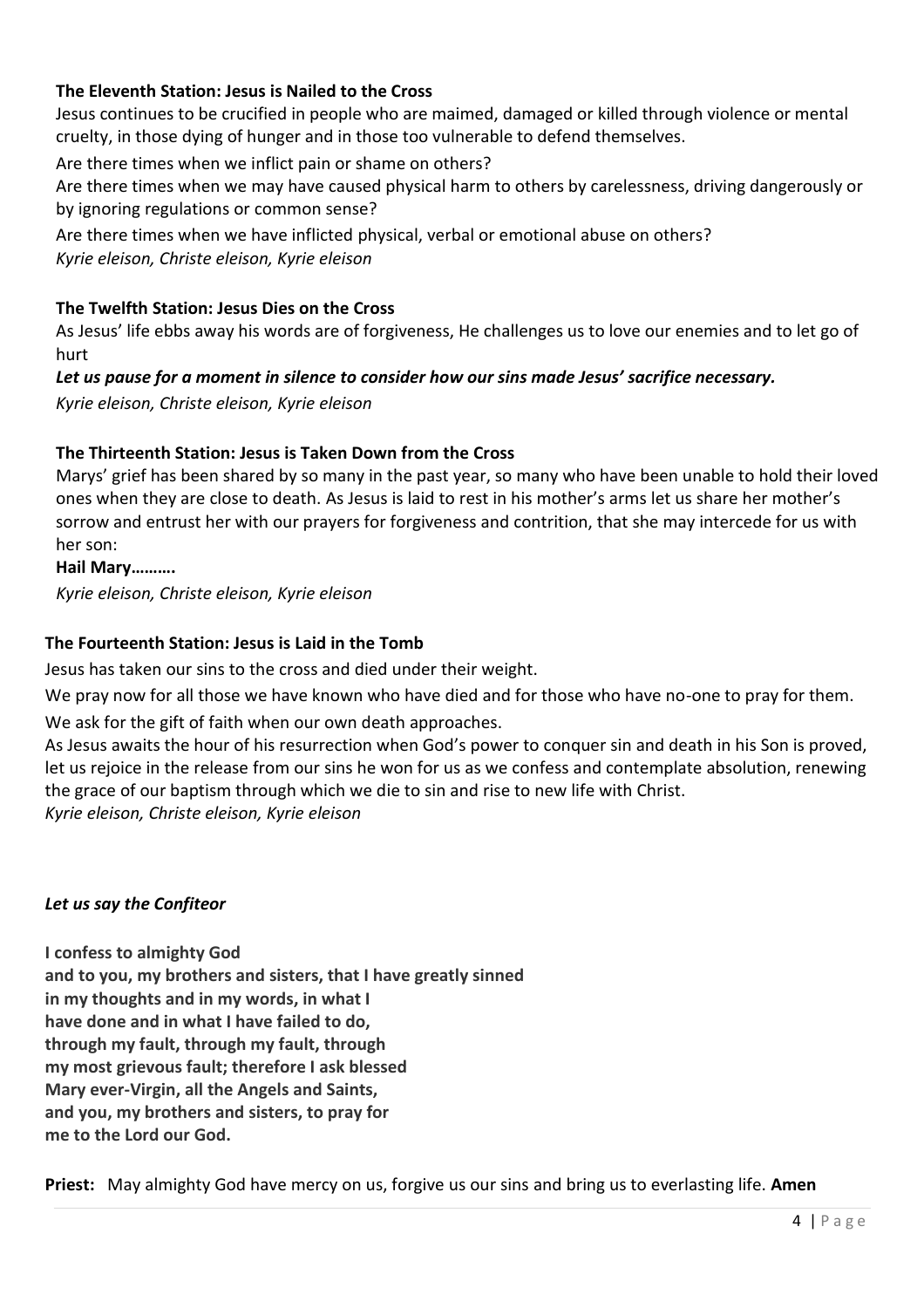**The Eleventh Station: Jesus is Nailed to the Cross**

Jesus continues to be crucified in people who are maimed, damaged or killed through violence or mental cruelty, in those dying of hunger and in those too vulnerable to defend themselves.

Are there times when we inflict pain or shame on others?

Are there times when we may have caused physical harm to others by carelessness, driving dangerously or by ignoring regulations or common sense?

Are there times when we have inflicted physical, verbal or emotional abuse on others?

*Kyrie eleison, Christe eleison, Kyrie eleison*

**The Twelfth Station: Jesus Dies on the Cross**

As Jesus' life ebbs away his words are of forgiveness, He challenges us to love our enemies and to let go of hurt

***Let us pause for a moment in silence to consider how our sins made Jesus' sacrifice necessary.***

*Kyrie eleison, Christe eleison, Kyrie eleison*

**The Thirteenth Station: Jesus is Taken Down from the Cross**

Marys' grief has been shared by so many in the past year, so many who have been unable to hold their loved ones when they are close to death. As Jesus is laid to rest in his mother's arms let us share her mother's sorrow and entrust her with our prayers for forgiveness and contrition, that she may intercede for us with her son:

**Hail Mary……….**

*Kyrie eleison, Christe eleison, Kyrie eleison*

**The Fourteenth Station: Jesus is Laid in the Tomb**

Jesus has taken our sins to the cross and died under their weight.

We pray now for all those we have known who have died and for those who have no-one to pray for them.

We ask for the gift of faith when our own death approaches.

As Jesus awaits the hour of his resurrection when God's power to conquer sin and death in his Son is proved, let us rejoice in the release from our sins he won for us as we confess and contemplate absolution, renewing the grace of our baptism through which we die to sin and rise to new life with Christ.

*Kyrie eleison, Christe eleison, Kyrie eleison*

***Let us say the Confiteor***

**I confess to almighty God**
**and to you, my brothers and sisters, that I have greatly sinned**
**in my thoughts and in my words, in what I**
**have done and in what I have failed to do,**
**through my fault, through my fault, through**
**my most grievous fault; therefore I ask blessed**
**Mary ever-Virgin, all the Angels and Saints,**
**and you, my brothers and sisters, to pray for**
**me to the Lord our God.**

**Priest:** May almighty God have mercy on us, forgive us our sins and bring us to everlasting life. **Amen**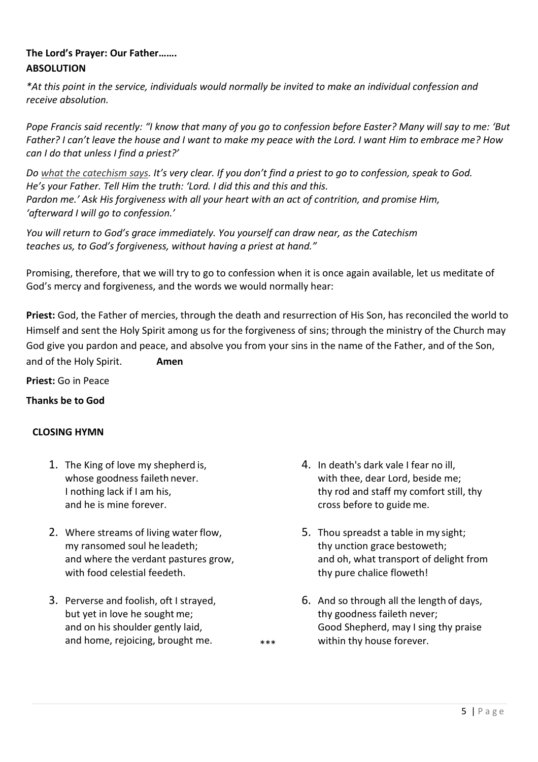**The Lord's Prayer: Our Father…….**

**ABSOLUTION**

*\*At this point in the service, individuals would normally be invited to make an individual confession and receive absolution.*

*Pope Francis said recently: "I know that many of you go to confession before Easter? Many will say to me: 'But Father? I can't leave the house and I want to make my peace with the Lord. I want Him to embrace me? How can I do that unless I find a priest?'*

*Do what the catechism says. It's very clear. If you don't find a priest to go to confession, speak to God. He's your Father. Tell Him the truth: 'Lord. I did this and this and this. Pardon me.' Ask His forgiveness with all your heart with an act of contrition, and promise Him, 'afterward I will go to confession.'*

*You will return to God's grace immediately. You yourself can draw near, as the Catechism teaches us, to God's forgiveness, without having a priest at hand."*

Promising, therefore, that we will try to go to confession when it is once again available, let us meditate of God's mercy and forgiveness, and the words we would normally hear:

**Priest:** God, the Father of mercies, through the death and resurrection of His Son, has reconciled the world to Himself and sent the Holy Spirit among us for the forgiveness of sins; through the ministry of the Church may God give you pardon and peace, and absolve you from your sins in the name of the Father, and of the Son, and of the Holy Spirit. **Amen**

**Priest:** Go in Peace

**Thanks be to God**

**CLOSING HYMN**

1. The King of love my shepherd is,
   whose goodness faileth never.
   I nothing lack if I am his,
   and he is mine forever.

2. Where streams of living water flow,
   my ransomed soul he leadeth;
   and where the verdant pastures grow,
   with food celestial feedeth.

3. Perverse and foolish, oft I strayed,
   but yet in love he sought me;
   and on his shoulder gently laid,
   and home, rejoicing, brought me.

4. In death's dark vale I fear no ill,
   with thee, dear Lord, beside me;
   thy rod and staff my comfort still, thy
   cross before to guide me.

5. Thou spreadst a table in my sight;
   thy unction grace bestoweth;
   and oh, what transport of delight from
   thy pure chalice floweth!

6. And so through all the length of days,
   thy goodness faileth never;
   Good Shepherd, may I sing thy praise
   within thy house forever.

\*\*\*